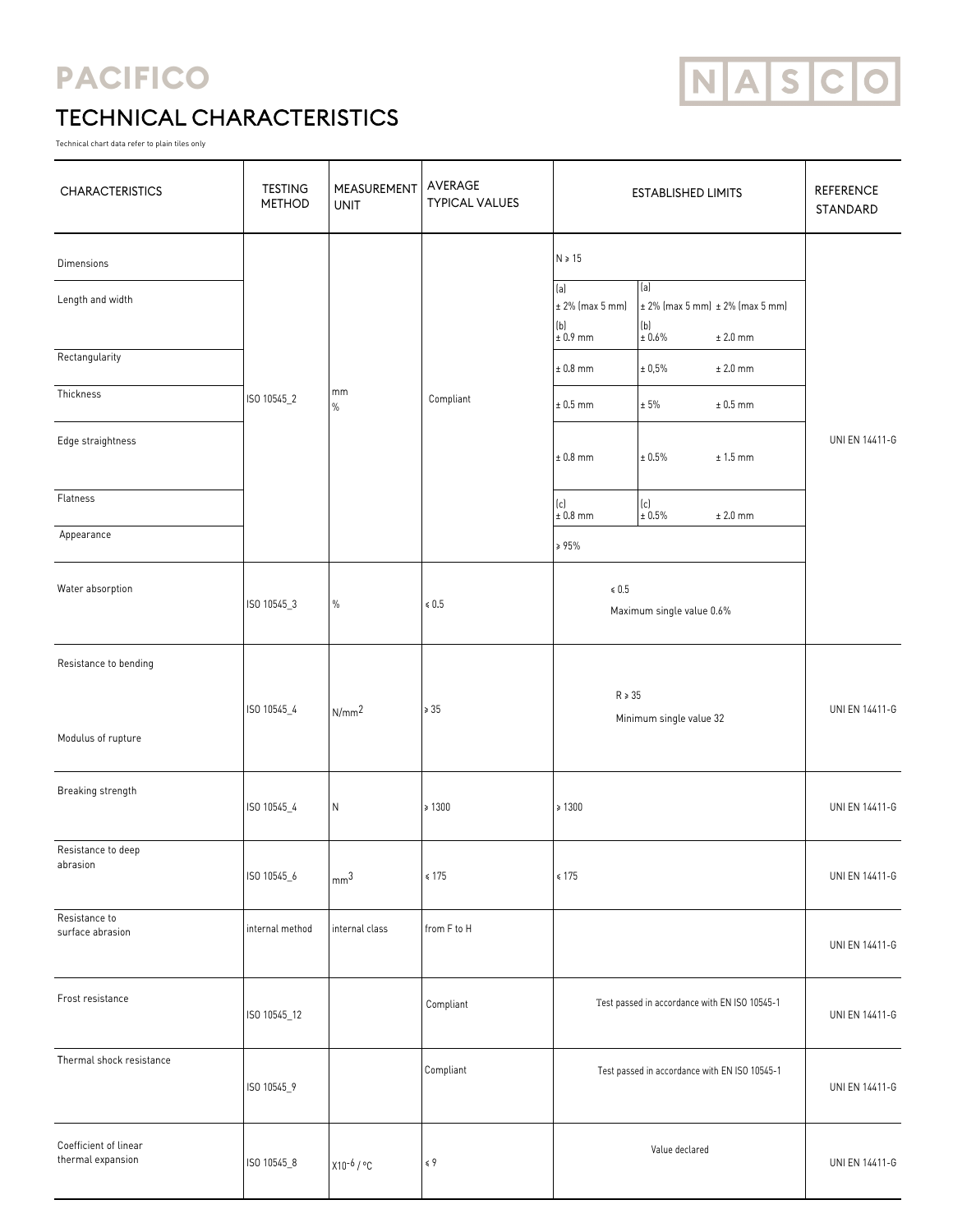# PACIFICO

NASCO

## TECHNICAL CHARACTERISTICS

Technical chart data refer to plain tiles only

| CHARACTERISTICS | TESTING METHOD | MEASUREMENT UNIT | AVERAGE TYPICAL VALUES | ESTABLISHED LIMITS | | | REFERENCE STANDARD |
|---|---|---|---|---|---|---|---|
| Dimensions | ISO 10545_2 | mm<br>% | Compliant | N ≥ 15 | | | UNI EN 14411-G |
| Length and width | | | | (a)<br>± 2% (max 5 mm)<br>(b)<br>± 0.9 mm | (a)<br>± 2% (max 5 mm)<br>(b)<br>± 0.6% | ± 2% (max 5 mm)<br><br><br>± 2.0 mm | |
| Rectangularity | | | | ± 0.8 mm | ± 0,5% | ± 2.0 mm | |
| Thickness | | | | ± 0.5 mm | ± 5% | ± 0.5 mm | |
| Edge straightness | | | | ± 0.8 mm | ± 0.5% | ± 1.5 mm | |
| Flatness | | | | (c)<br>± 0.8 mm | (c)<br>± 0.5% | ± 2.0 mm | |
| Appearance | | | | ≥ 95% | | | |
| Water absorption | ISO 10545_3 | % | ≤ 0.5 | ≤ 0.5<br>Maximum single value 0.6% | | | |
| Resistance to bending<br><br>Modulus of rupture | ISO 10545_4 | N/mm$^2$ | ≥ 35 | R ≥ 35<br>Minimum single value 32 | | | UNI EN 14411-G |
| Breaking strength | ISO 10545_4 | N | ≥ 1300 | ≥ 1300 | | | UNI EN 14411-G |
| Resistance to deep abrasion | ISO 10545_6 | mm$^3$ | ≤ 175 | ≤ 175 | | | UNI EN 14411-G |
| Resistance to surface abrasion | internal method | internal class | from F to H | | | | UNI EN 14411-G |
| Frost resistance | ISO 10545_12 | | Compliant | Test passed in accordance with EN ISO 10545-1 | | | UNI EN 14411-G |
| Thermal shock resistance | ISO 10545_9 | | Compliant | Test passed in accordance with EN ISO 10545-1 | | | UNI EN 14411-G |
| Coefficient of linear thermal expansion | ISO 10545_8 | X10$^{-6}$ / °C | ≤ 9 | Value declared | | | UNI EN 14411-G |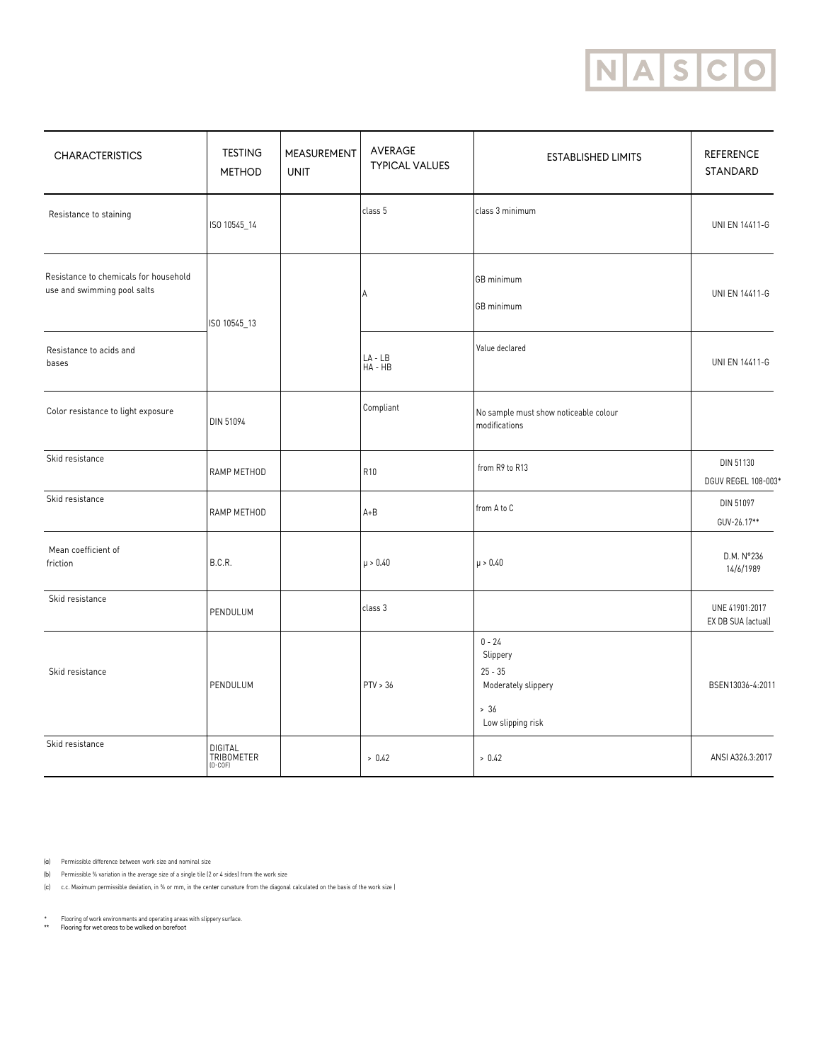| CHARACTERISTICS | TESTING METHOD | MEASUREMENT UNIT | AVERAGE TYPICAL VALUES | ESTABLISHED LIMITS | REFERENCE STANDARD |
|---|---|---|---|---|---|
| Resistance to staining | ISO 10545_14 | | class 5 | class 3 minimum | UNI EN 14411-G |
| Resistance to chemicals for household use and swimming pool salts | ISO 10545_13 | | A | GB minimum<br>GB minimum | UNI EN 14411-G |
| Resistance to acids and bases | | | LA - LB<br>HA - HB | Value declared | UNI EN 14411-G |
| Color resistance to light exposure | DIN 51094 | | Compliant | No sample must show noticeable colour modifications | |
| Skid resistance | RAMP METHOD | | R10 | from R9 to R13 | DIN 51130<br>DGUV REGEL 108-003* |
| Skid resistance | RAMP METHOD | | A+B | from A to C | DIN 51097<br>GUV-26.17** |
| Mean coefficient of friction | B.C.R. | | µ > 0.40 | µ > 0.40 | D.M. N°236 14/6/1989 |
| Skid resistance | PENDULUM | | class 3 | | UNE 41901:2017<br>EX DB SUA (actual) |
| Skid resistance | PENDULUM | | PTV > 36 | 0 - 24<br>Slippery<br>25 - 35<br>Moderately slippery<br>> 36<br>Low slipping risk | BSEN13036-4:2011 |
| Skid resistance | DIGITAL TRIBOMETER (D-COF) | | > 0.42 | > 0.42 | ANSI A326.3:2017 |

(a) Permissible difference between work size and nominal size

(b) Permissible % variation in the average size of a single tile (2 or 4 sides) from the work size

(c) c.c. Maximum permissible deviation, in % or mm, in the center curvature from the diagonal calculated on the basis of the work size |

\* Flooring of work environments and operating areas with slippery surface.

\*\* Flooring for wet areas to be walked on barefoot